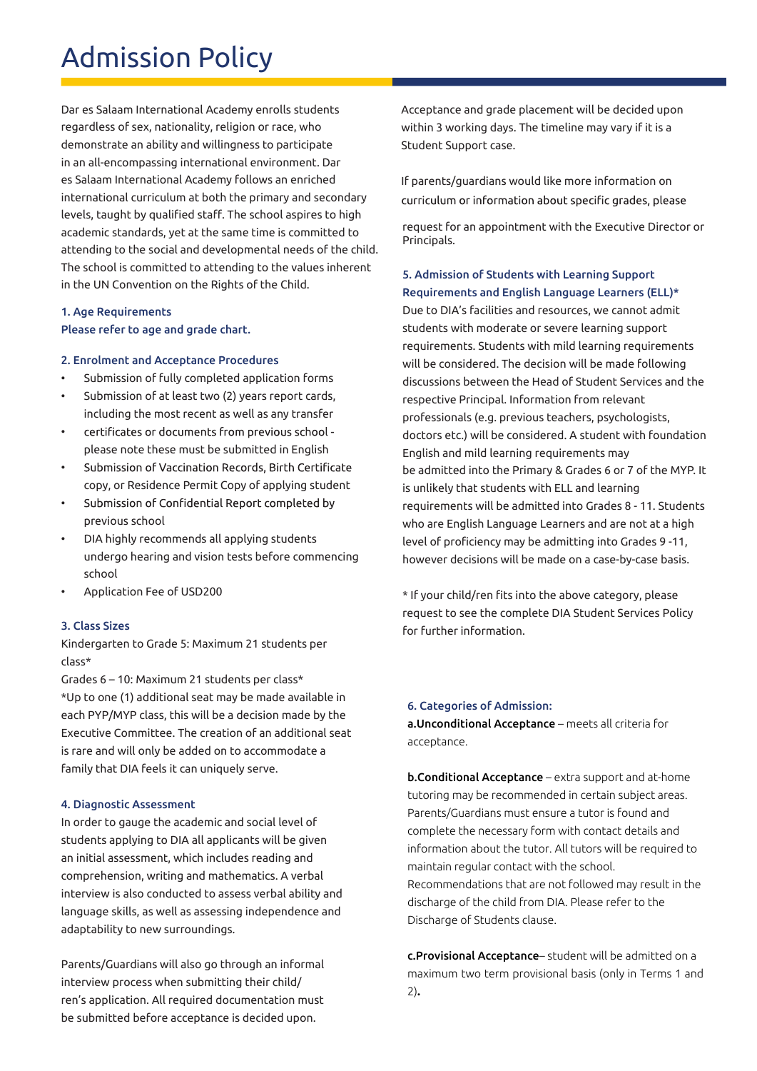# Admission Policy

Dar es Salaam International Academy enrolls students regardless of sex, nationality, religion or race, who demonstrate an ability and willingness to participate in an all-encompassing international environment. Dar es Salaam International Academy follows an enriched international curriculum at both the primary and secondary levels, taught by qualified staff. The school aspires to high academic standards, yet at the same time is committed to attending to the social and developmental needs of the child. The school is committed to attending to the values inherent in the UN Convention on the Rights of the Child.

### 1. Age Requirements

### Please refer to age and grade chart.

### 2. Enrolment and Acceptance Procedures

- Submission of fully completed application forms
- Submission of at least two (2) years report cards, including the most recent as well as any transfer
- certificates or documents from previous school - please note these must be submitted in English
- Submission of Vaccination Records, Birth Certificate copy, or Residence Permit Copy of applying student
- Submission of Confidential Report completed by previous school
- DIA highly recommends all applying students undergo hearing and vision tests before commencing school
- Application Fee of USD200

### 3. Class Sizes

Kindergarten to Grade 5: Maximum 21 students per class*

Grades 6 – 10: Maximum 21 students per class*

*Up to one (1) additional seat may be made available in each PYP/MYP class, this will be a decision made by the Executive Committee. The creation of an additional seat is rare and will only be added on to accommodate a family that DIA feels it can uniquely serve.

### 4. Diagnostic Assessment

In order to gauge the academic and social level of students applying to DIA all applicants will be given an initial assessment, which includes reading and comprehension, writing and mathematics. A verbal interview is also conducted to assess verbal ability and language skills, as well as assessing independence and adaptability to new surroundings.

Parents/Guardians will also go through an informal interview process when submitting their child/ren's application. All required documentation must be submitted before acceptance is decided upon.

Acceptance and grade placement will be decided upon within 3 working days. The timeline may vary if it is a Student Support case.

If parents/guardians would like more information on curriculum or information about specific grades, please request for an appointment with the Executive Director or Principals.

### 5. Admission of Students with Learning Support Requirements and English Language Learners (ELL)*

Due to DIA's facilities and resources, we cannot admit students with moderate or severe learning support requirements. Students with mild learning requirements will be considered. The decision will be made following discussions between the Head of Student Services and the respective Principal. Information from relevant professionals (e.g. previous teachers, psychologists, doctors etc.) will be considered. A student with foundation English and mild learning requirements may be admitted into the Primary & Grades 6 or 7 of the MYP. It is unlikely that students with ELL and learning requirements will be admitted into Grades 8 - 11. Students who are English Language Learners and are not at a high level of proficiency may be admitting into Grades 9 -11, however decisions will be made on a case-by-case basis.

* If your child/ren fits into the above category, please request to see the complete DIA Student Services Policy for further information.

### 6. Categories of Admission:

**a.Unconditional Acceptance** – meets all criteria for acceptance.

**b.Conditional Acceptance** – extra support and at-home tutoring may be recommended in certain subject areas. Parents/Guardians must ensure a tutor is found and complete the necessary form with contact details and information about the tutor. All tutors will be required to maintain regular contact with the school. Recommendations that are not followed may result in the discharge of the child from DIA. Please refer to the Discharge of Students clause.

**c.Provisional Acceptance**– student will be admitted on a maximum two term provisional basis (only in Terms 1 and 2)**.**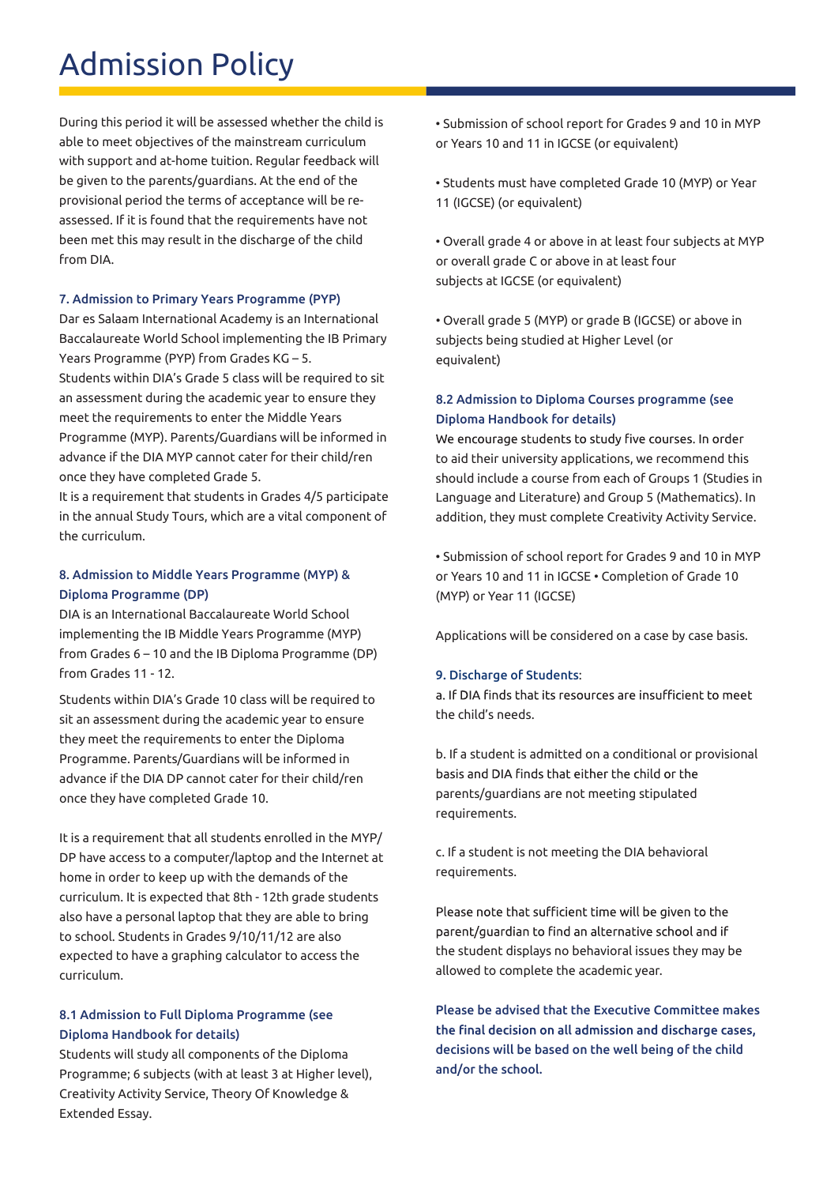# Admission Policy

During this period it will be assessed whether the child is able to meet objectives of the mainstream curriculum with support and at-home tuition. Regular feedback will be given to the parents/guardians. At the end of the provisional period the terms of acceptance will be re-assessed. If it is found that the requirements have not been met this may result in the discharge of the child from DIA.

### 7. Admission to Primary Years Programme (PYP)

Dar es Salaam International Academy is an International Baccalaureate World School implementing the IB Primary Years Programme (PYP) from Grades KG – 5.
Students within DIA's Grade 5 class will be required to sit an assessment during the academic year to ensure they meet the requirements to enter the Middle Years Programme (MYP). Parents/Guardians will be informed in advance if the DIA MYP cannot cater for their child/ren once they have completed Grade 5.
It is a requirement that students in Grades 4/5 participate in the annual Study Tours, which are a vital component of the curriculum.

### 8. Admission to Middle Years Programme (MYP) & Diploma Programme (DP)

DIA is an International Baccalaureate World School implementing the IB Middle Years Programme (MYP) from Grades 6 – 10 and the IB Diploma Programme (DP) from Grades 11 - 12.

Students within DIA's Grade 10 class will be required to sit an assessment during the academic year to ensure they meet the requirements to enter the Diploma Programme. Parents/Guardians will be informed in advance if the DIA DP cannot cater for their child/ren once they have completed Grade 10.

It is a requirement that all students enrolled in the MYP/DP have access to a computer/laptop and the Internet at home in order to keep up with the demands of the curriculum. It is expected that 8th - 12th grade students also have a personal laptop that they are able to bring to school. Students in Grades 9/10/11/12 are also expected to have a graphing calculator to access the curriculum.

### 8.1 Admission to Full Diploma Programme (see Diploma Handbook for details)

Students will study all components of the Diploma Programme; 6 subjects (with at least 3 at Higher level), Creativity Activity Service, Theory Of Knowledge & Extended Essay.

- Submission of school report for Grades 9 and 10 in MYP or Years 10 and 11 in IGCSE (or equivalent)
- Students must have completed Grade 10 (MYP) or Year 11 (IGCSE) (or equivalent)
- Overall grade 4 or above in at least four subjects at MYP or overall grade C or above in at least four subjects at IGCSE (or equivalent)
- Overall grade 5 (MYP) or grade B (IGCSE) or above in subjects being studied at Higher Level (or equivalent)

### 8.2 Admission to Diploma Courses programme (see Diploma Handbook for details)

We encourage students to study five courses. In order to aid their university applications, we recommend this should include a course from each of Groups 1 (Studies in Language and Literature) and Group 5 (Mathematics). In addition, they must complete Creativity Activity Service.

- Submission of school report for Grades 9 and 10 in MYP or Years 10 and 11 in IGCSE • Completion of Grade 10 (MYP) or Year 11 (IGCSE)

Applications will be considered on a case by case basis.

### 9. Discharge of Students:

a. If DIA finds that its resources are insufficient to meet the child's needs.

b. If a student is admitted on a conditional or provisional basis and DIA finds that either the child or the parents/guardians are not meeting stipulated requirements.

c. If a student is not meeting the DIA behavioral requirements.

Please note that sufficient time will be given to the parent/guardian to find an alternative school and if the student displays no behavioral issues they may be allowed to complete the academic year.

**Please be advised that the Executive Committee makes the final decision on all admission and discharge cases, decisions will be based on the well being of the child and/or the school.**